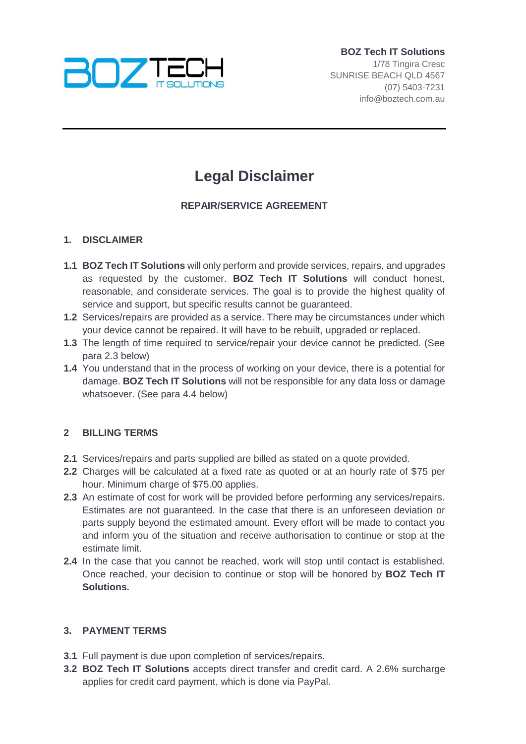**BOZ Tech IT Solutions**
1/78 Tingira Cresc
SUNRISE BEACH QLD 4567
(07) 5403-7231
info@boztech.com.au

---

# Legal Disclaimer

**REPAIR/SERVICE AGREEMENT**

## 1. DISCLAIMER

**1.1** **BOZ Tech IT Solutions** will only perform and provide services, repairs, and upgrades as requested by the customer. **BOZ Tech IT Solutions** will conduct honest, reasonable, and considerate services. The goal is to provide the highest quality of service and support, but specific results cannot be guaranteed.

**1.2** Services/repairs are provided as a service. There may be circumstances under which your device cannot be repaired. It will have to be rebuilt, upgraded or replaced.

**1.3** The length of time required to service/repair your device cannot be predicted. (See para 2.3 below)

**1.4** You understand that in the process of working on your device, there is a potential for damage. **BOZ Tech IT Solutions** will not be responsible for any data loss or damage whatsoever. (See para 4.4 below)

## 2 BILLING TERMS

**2.1** Services/repairs and parts supplied are billed as stated on a quote provided.

**2.2** Charges will be calculated at a fixed rate as quoted or at an hourly rate of $75 per hour. Minimum charge of $75.00 applies.

**2.3** An estimate of cost for work will be provided before performing any services/repairs. Estimates are not guaranteed. In the case that there is an unforeseen deviation or parts supply beyond the estimated amount. Every effort will be made to contact you and inform you of the situation and receive authorisation to continue or stop at the estimate limit.

**2.4** In the case that you cannot be reached, work will stop until contact is established. Once reached, your decision to continue or stop will be honored by **BOZ Tech IT Solutions.**

## 3. PAYMENT TERMS

**3.1** Full payment is due upon completion of services/repairs.

**3.2** **BOZ Tech IT Solutions** accepts direct transfer and credit card. A 2.6% surcharge applies for credit card payment, which is done via PayPal.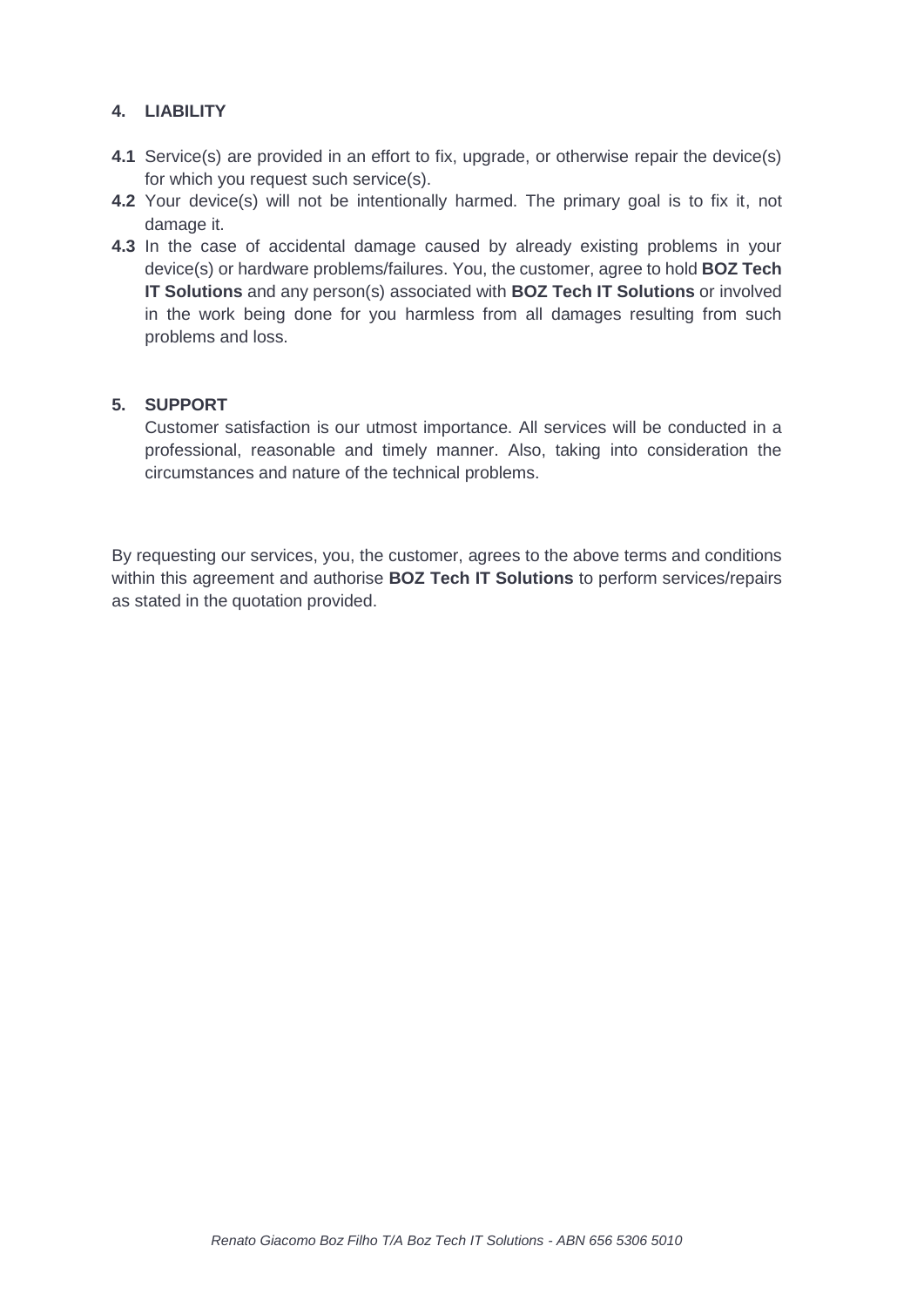## 4. LIABILITY

**4.1** Service(s) are provided in an effort to fix, upgrade, or otherwise repair the device(s) for which you request such service(s).

**4.2** Your device(s) will not be intentionally harmed. The primary goal is to fix it, not damage it.

**4.3** In the case of accidental damage caused by already existing problems in your device(s) or hardware problems/failures. You, the customer, agree to hold **BOZ Tech IT Solutions** and any person(s) associated with **BOZ Tech IT Solutions** or involved in the work being done for you harmless from all damages resulting from such problems and loss.

## 5. SUPPORT

Customer satisfaction is our utmost importance. All services will be conducted in a professional, reasonable and timely manner. Also, taking into consideration the circumstances and nature of the technical problems.

By requesting our services, you, the customer, agrees to the above terms and conditions within this agreement and authorise **BOZ Tech IT Solutions** to perform services/repairs as stated in the quotation provided.

*Renato Giacomo Boz Filho T/A Boz Tech IT Solutions - ABN 656 5306 5010*